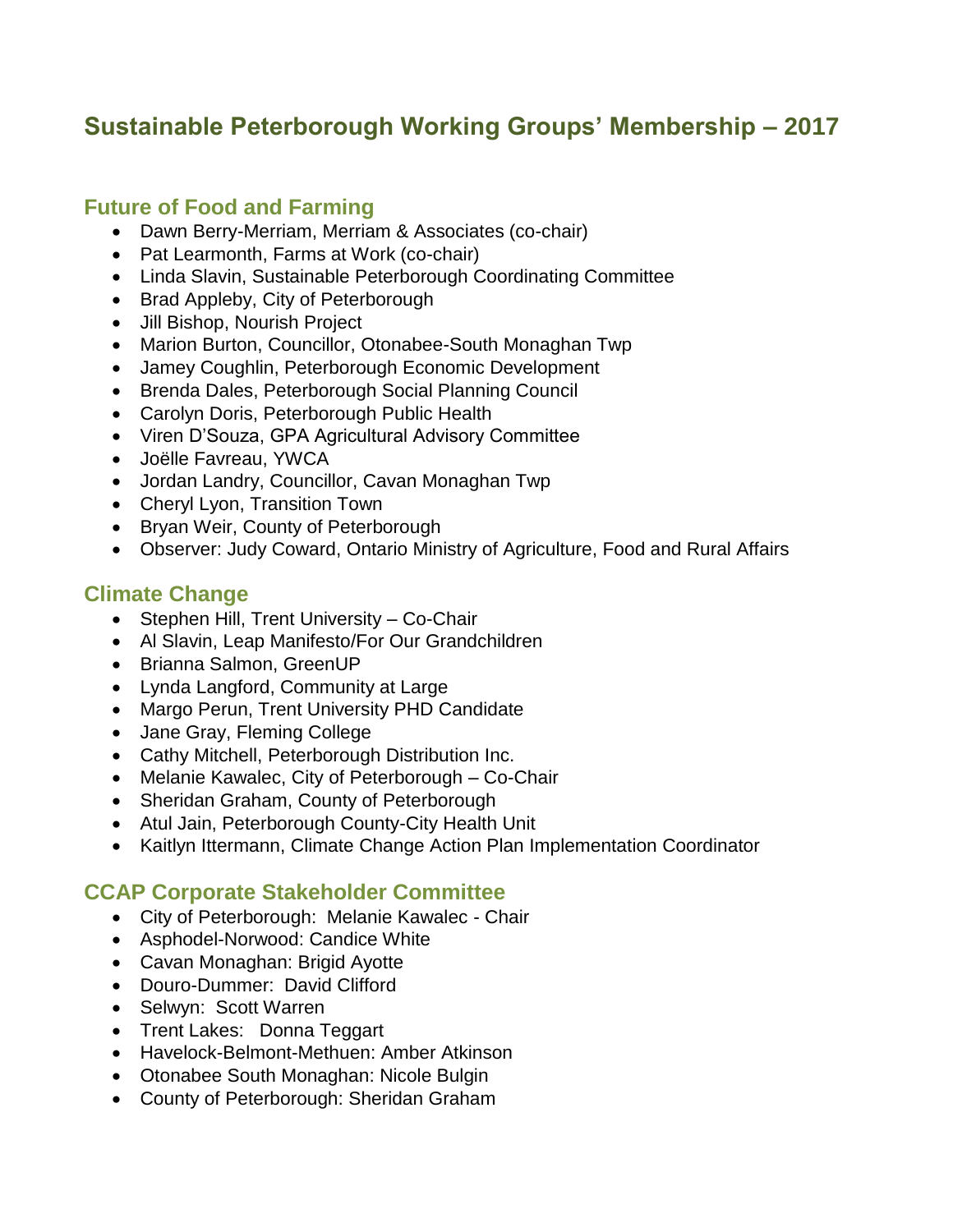# Sustainable Peterborough Working Groups' Membership – 2017

## Future of Food and Farming

- Dawn Berry-Merriam, Merriam & Associates (co-chair)
- Pat Learmonth, Farms at Work (co-chair)
- Linda Slavin, Sustainable Peterborough Coordinating Committee
- Brad Appleby, City of Peterborough
- Jill Bishop, Nourish Project
- Marion Burton, Councillor, Otonabee-South Monaghan Twp
- Jamey Coughlin, Peterborough Economic Development
- Brenda Dales, Peterborough Social Planning Council
- Carolyn Doris, Peterborough Public Health
- Viren D'Souza, GPA Agricultural Advisory Committee
- Joëlle Favreau, YWCA
- Jordan Landry, Councillor, Cavan Monaghan Twp
- Cheryl Lyon, Transition Town
- Bryan Weir, County of Peterborough
- Observer: Judy Coward, Ontario Ministry of Agriculture, Food and Rural Affairs

## Climate Change

- Stephen Hill, Trent University – Co-Chair
- Al Slavin, Leap Manifesto/For Our Grandchildren
- Brianna Salmon, GreenUP
- Lynda Langford, Community at Large
- Margo Perun, Trent University PHD Candidate
- Jane Gray, Fleming College
- Cathy Mitchell, Peterborough Distribution Inc.
- Melanie Kawalec, City of Peterborough – Co-Chair
- Sheridan Graham, County of Peterborough
- Atul Jain, Peterborough County-City Health Unit
- Kaitlyn Ittermann, Climate Change Action Plan Implementation Coordinator

## CCAP Corporate Stakeholder Committee

- City of Peterborough: Melanie Kawalec - Chair
- Asphodel-Norwood: Candice White
- Cavan Monaghan: Brigid Ayotte
- Douro-Dummer: David Clifford
- Selwyn: Scott Warren
- Trent Lakes: Donna Teggart
- Havelock-Belmont-Methuen: Amber Atkinson
- Otonabee South Monaghan: Nicole Bulgin
- County of Peterborough: Sheridan Graham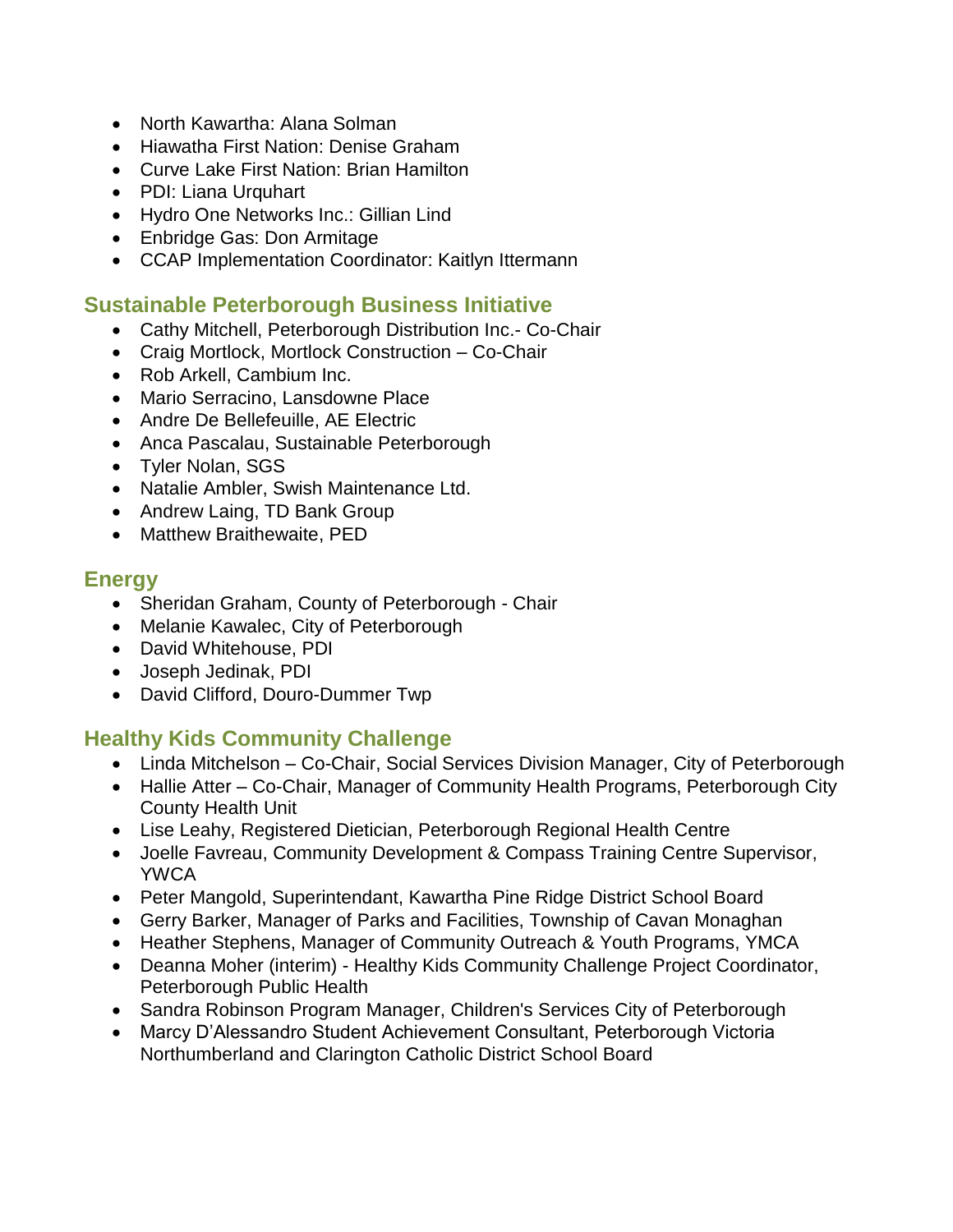- North Kawartha: Alana Solman
- Hiawatha First Nation: Denise Graham
- Curve Lake First Nation: Brian Hamilton
- PDI: Liana Urquhart
- Hydro One Networks Inc.: Gillian Lind
- Enbridge Gas: Don Armitage
- CCAP Implementation Coordinator: Kaitlyn Ittermann

## Sustainable Peterborough Business Initiative

- Cathy Mitchell, Peterborough Distribution Inc.- Co-Chair
- Craig Mortlock, Mortlock Construction – Co-Chair
- Rob Arkell, Cambium Inc.
- Mario Serracino, Lansdowne Place
- Andre De Bellefeuille, AE Electric
- Anca Pascalau, Sustainable Peterborough
- Tyler Nolan, SGS
- Natalie Ambler, Swish Maintenance Ltd.
- Andrew Laing, TD Bank Group
- Matthew Braithewaite, PED

## Energy

- Sheridan Graham, County of Peterborough - Chair
- Melanie Kawalec, City of Peterborough
- David Whitehouse, PDI
- Joseph Jedinak, PDI
- David Clifford, Douro-Dummer Twp

## Healthy Kids Community Challenge

- Linda Mitchelson – Co-Chair, Social Services Division Manager, City of Peterborough
- Hallie Atter – Co-Chair, Manager of Community Health Programs, Peterborough City County Health Unit
- Lise Leahy, Registered Dietician, Peterborough Regional Health Centre
- Joelle Favreau, Community Development & Compass Training Centre Supervisor, YWCA
- Peter Mangold, Superintendant, Kawartha Pine Ridge District School Board
- Gerry Barker, Manager of Parks and Facilities, Township of Cavan Monaghan
- Heather Stephens, Manager of Community Outreach & Youth Programs, YMCA
- Deanna Moher (interim) - Healthy Kids Community Challenge Project Coordinator, Peterborough Public Health
- Sandra Robinson Program Manager, Children's Services City of Peterborough
- Marcy D'Alessandro Student Achievement Consultant, Peterborough Victoria Northumberland and Clarington Catholic District School Board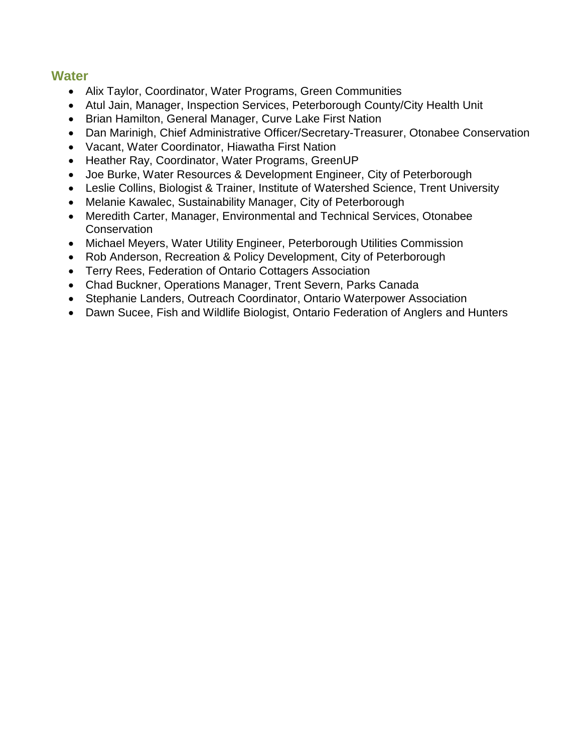## Water

- Alix Taylor, Coordinator, Water Programs, Green Communities
- Atul Jain, Manager, Inspection Services, Peterborough County/City Health Unit
- Brian Hamilton, General Manager, Curve Lake First Nation
- Dan Marinigh, Chief Administrative Officer/Secretary-Treasurer, Otonabee Conservation
- Vacant, Water Coordinator, Hiawatha First Nation
- Heather Ray, Coordinator, Water Programs, GreenUP
- Joe Burke, Water Resources & Development Engineer, City of Peterborough
- Leslie Collins, Biologist & Trainer, Institute of Watershed Science, Trent University
- Melanie Kawalec, Sustainability Manager, City of Peterborough
- Meredith Carter, Manager, Environmental and Technical Services, Otonabee Conservation
- Michael Meyers, Water Utility Engineer, Peterborough Utilities Commission
- Rob Anderson, Recreation & Policy Development, City of Peterborough
- Terry Rees, Federation of Ontario Cottagers Association
- Chad Buckner, Operations Manager, Trent Severn, Parks Canada
- Stephanie Landers, Outreach Coordinator, Ontario Waterpower Association
- Dawn Sucee, Fish and Wildlife Biologist, Ontario Federation of Anglers and Hunters